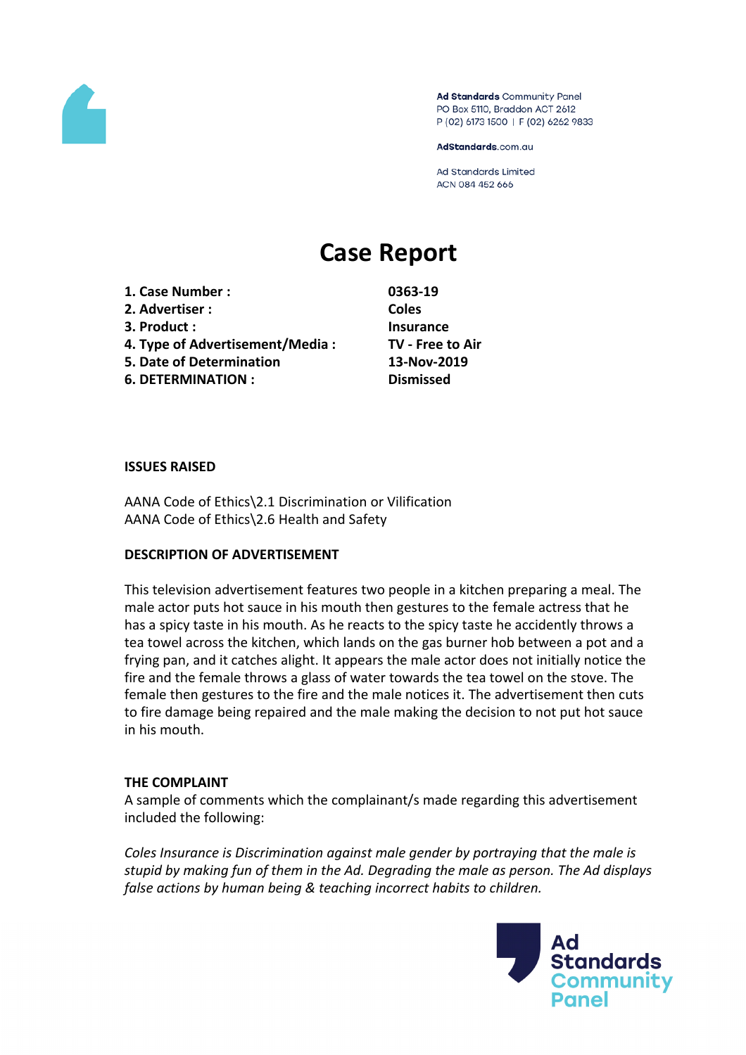Ad Standards Community Panel
PO Box 5110, Braddon ACT 2612
P (02) 6173 1500 | F (02) 6262 9833

AdStandards.com.au

Ad Standards Limited
ACN 084 452 666

# Case Report

| | |
|---|---|
| **1. Case Number :** | **0363-19** |
| **2. Advertiser :** | **Coles** |
| **3. Product :** | **Insurance** |
| **4. Type of Advertisement/Media :** | **TV - Free to Air** |
| **5. Date of Determination** | **13-Nov-2019** |
| **6. DETERMINATION :** | **Dismissed** |

**ISSUES RAISED**

AANA Code of Ethics\2.1 Discrimination or Vilification
AANA Code of Ethics\2.6 Health and Safety

**DESCRIPTION OF ADVERTISEMENT**

This television advertisement features two people in a kitchen preparing a meal. The male actor puts hot sauce in his mouth then gestures to the female actress that he has a spicy taste in his mouth. As he reacts to the spicy taste he accidently throws a tea towel across the kitchen, which lands on the gas burner hob between a pot and a frying pan, and it catches alight. It appears the male actor does not initially notice the fire and the female throws a glass of water towards the tea towel on the stove. The female then gestures to the fire and the male notices it. The advertisement then cuts to fire damage being repaired and the male making the decision to not put hot sauce in his mouth.

**THE COMPLAINT**

A sample of comments which the complainant/s made regarding this advertisement included the following:

*Coles Insurance is Discrimination against male gender by portraying that the male is stupid by making fun of them in the Ad. Degrading the male as person. The Ad displays false actions by human being & teaching incorrect habits to children.*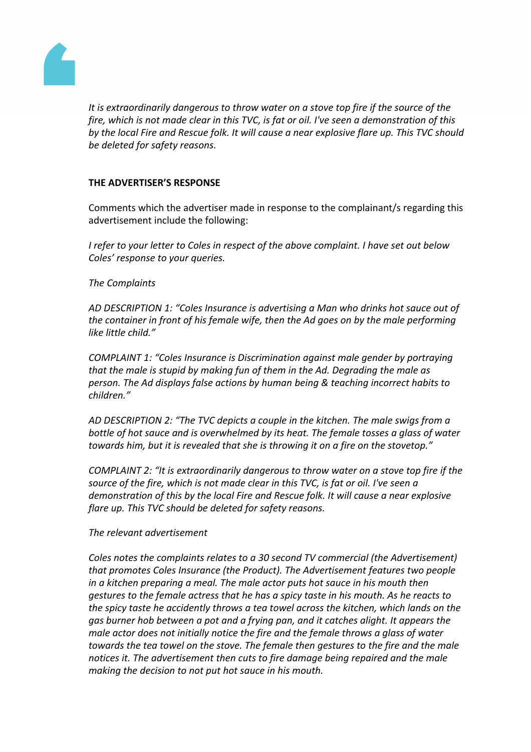*It is extraordinarily dangerous to throw water on a stove top fire if the source of the fire, which is not made clear in this TVC, is fat or oil. I've seen a demonstration of this by the local Fire and Rescue folk. It will cause a near explosive flare up. This TVC should be deleted for safety reasons.*

**THE ADVERTISER'S RESPONSE**

Comments which the advertiser made in response to the complainant/s regarding this advertisement include the following:

*I refer to your letter to Coles in respect of the above complaint. I have set out below Coles' response to your queries.*

*The Complaints*

*AD DESCRIPTION 1: "Coles Insurance is advertising a Man who drinks hot sauce out of the container in front of his female wife, then the Ad goes on by the male performing like little child."*

*COMPLAINT 1: "Coles Insurance is Discrimination against male gender by portraying that the male is stupid by making fun of them in the Ad. Degrading the male as person. The Ad displays false actions by human being & teaching incorrect habits to children."*

*AD DESCRIPTION 2: "The TVC depicts a couple in the kitchen. The male swigs from a bottle of hot sauce and is overwhelmed by its heat. The female tosses a glass of water towards him, but it is revealed that she is throwing it on a fire on the stovetop."*

*COMPLAINT 2: "It is extraordinarily dangerous to throw water on a stove top fire if the source of the fire, which is not made clear in this TVC, is fat or oil. I've seen a demonstration of this by the local Fire and Rescue folk. It will cause a near explosive flare up. This TVC should be deleted for safety reasons.*

*The relevant advertisement*

*Coles notes the complaints relates to a 30 second TV commercial (the Advertisement) that promotes Coles Insurance (the Product). The Advertisement features two people in a kitchen preparing a meal. The male actor puts hot sauce in his mouth then gestures to the female actress that he has a spicy taste in his mouth. As he reacts to the spicy taste he accidently throws a tea towel across the kitchen, which lands on the gas burner hob between a pot and a frying pan, and it catches alight. It appears the male actor does not initially notice the fire and the female throws a glass of water towards the tea towel on the stove. The female then gestures to the fire and the male notices it. The advertisement then cuts to fire damage being repaired and the male making the decision to not put hot sauce in his mouth.*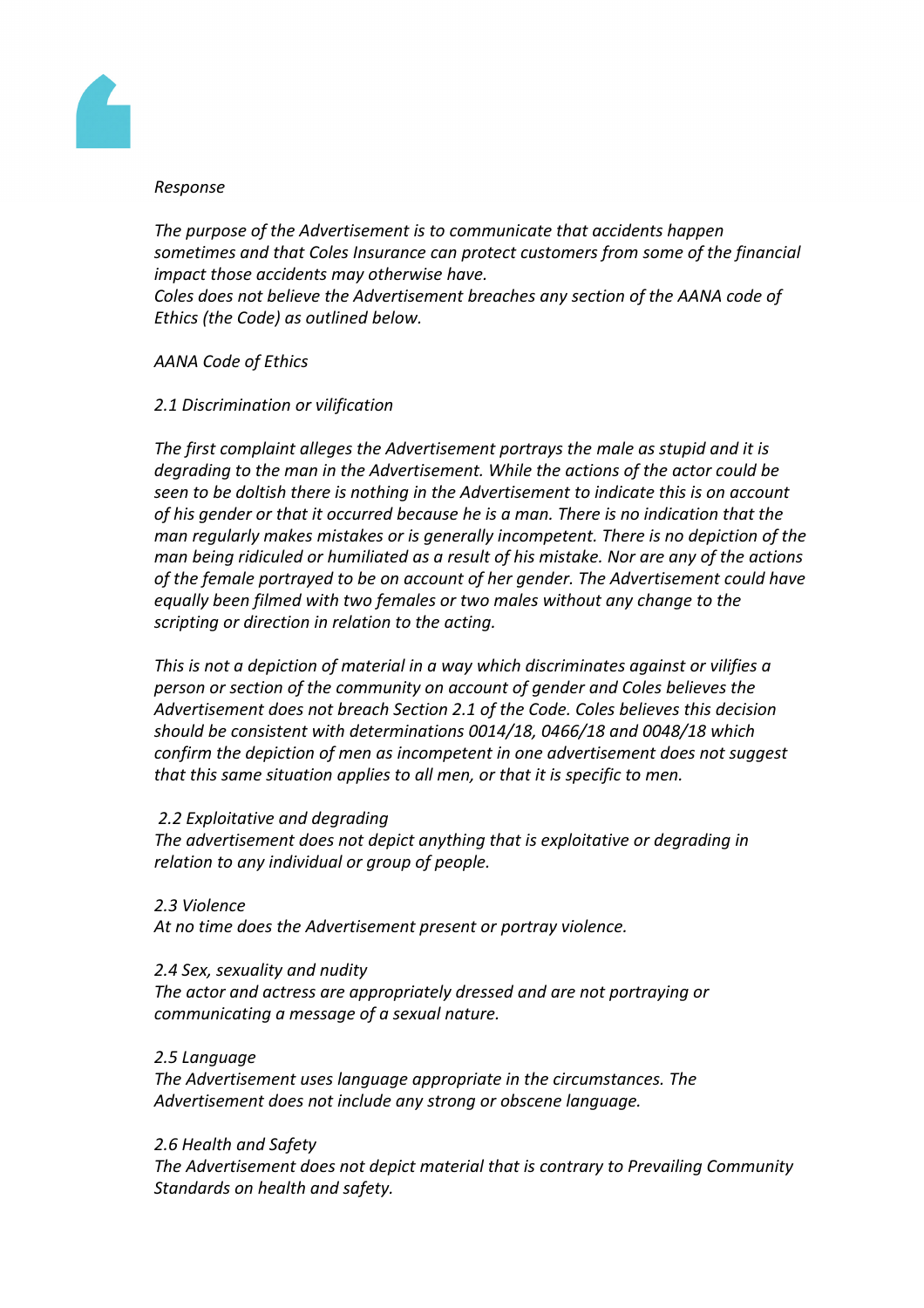*Response*

*The purpose of the Advertisement is to communicate that accidents happen sometimes and that Coles Insurance can protect customers from some of the financial impact those accidents may otherwise have.*
*Coles does not believe the Advertisement breaches any section of the AANA code of Ethics (the Code) as outlined below.*

*AANA Code of Ethics*

*2.1 Discrimination or vilification*

*The first complaint alleges the Advertisement portrays the male as stupid and it is degrading to the man in the Advertisement. While the actions of the actor could be seen to be doltish there is nothing in the Advertisement to indicate this is on account of his gender or that it occurred because he is a man. There is no indication that the man regularly makes mistakes or is generally incompetent. There is no depiction of the man being ridiculed or humiliated as a result of his mistake. Nor are any of the actions of the female portrayed to be on account of her gender. The Advertisement could have equally been filmed with two females or two males without any change to the scripting or direction in relation to the acting.*

*This is not a depiction of material in a way which discriminates against or vilifies a person or section of the community on account of gender and Coles believes the Advertisement does not breach Section 2.1 of the Code. Coles believes this decision should be consistent with determinations 0014/18, 0466/18 and 0048/18 which confirm the depiction of men as incompetent in one advertisement does not suggest that this same situation applies to all men, or that it is specific to men.*

*2.2 Exploitative and degrading*
*The advertisement does not depict anything that is exploitative or degrading in relation to any individual or group of people.*

*2.3 Violence*
*At no time does the Advertisement present or portray violence.*

*2.4 Sex, sexuality and nudity*
*The actor and actress are appropriately dressed and are not portraying or communicating a message of a sexual nature.*

*2.5 Language*
*The Advertisement uses language appropriate in the circumstances. The Advertisement does not include any strong or obscene language.*

*2.6 Health and Safety*
*The Advertisement does not depict material that is contrary to Prevailing Community Standards on health and safety.*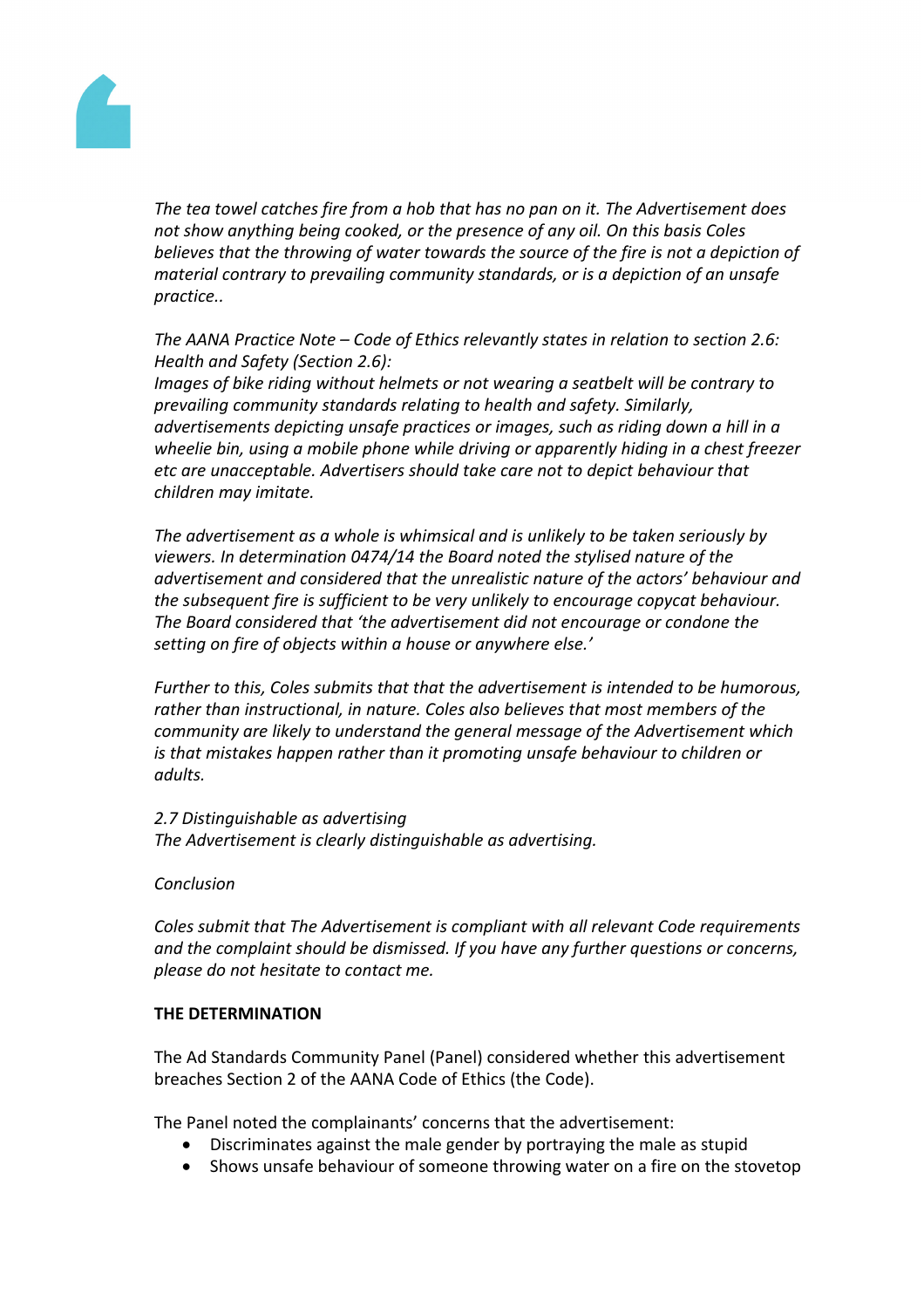*The tea towel catches fire from a hob that has no pan on it. The Advertisement does not show anything being cooked, or the presence of any oil. On this basis Coles believes that the throwing of water towards the source of the fire is not a depiction of material contrary to prevailing community standards, or is a depiction of an unsafe practice..*

*The AANA Practice Note – Code of Ethics relevantly states in relation to section 2.6: Health and Safety (Section 2.6):*
*Images of bike riding without helmets or not wearing a seatbelt will be contrary to prevailing community standards relating to health and safety. Similarly, advertisements depicting unsafe practices or images, such as riding down a hill in a wheelie bin, using a mobile phone while driving or apparently hiding in a chest freezer etc are unacceptable. Advertisers should take care not to depict behaviour that children may imitate.*

*The advertisement as a whole is whimsical and is unlikely to be taken seriously by viewers. In determination 0474/14 the Board noted the stylised nature of the advertisement and considered that the unrealistic nature of the actors' behaviour and the subsequent fire is sufficient to be very unlikely to encourage copycat behaviour. The Board considered that 'the advertisement did not encourage or condone the setting on fire of objects within a house or anywhere else.'*

*Further to this, Coles submits that that the advertisement is intended to be humorous, rather than instructional, in nature. Coles also believes that most members of the community are likely to understand the general message of the Advertisement which is that mistakes happen rather than it promoting unsafe behaviour to children or adults.*

*2.7 Distinguishable as advertising*
*The Advertisement is clearly distinguishable as advertising.*

*Conclusion*

*Coles submit that The Advertisement is compliant with all relevant Code requirements and the complaint should be dismissed. If you have any further questions or concerns, please do not hesitate to contact me.*

**THE DETERMINATION**

The Ad Standards Community Panel (Panel) considered whether this advertisement breaches Section 2 of the AANA Code of Ethics (the Code).

The Panel noted the complainants' concerns that the advertisement:

- Discriminates against the male gender by portraying the male as stupid
- Shows unsafe behaviour of someone throwing water on a fire on the stovetop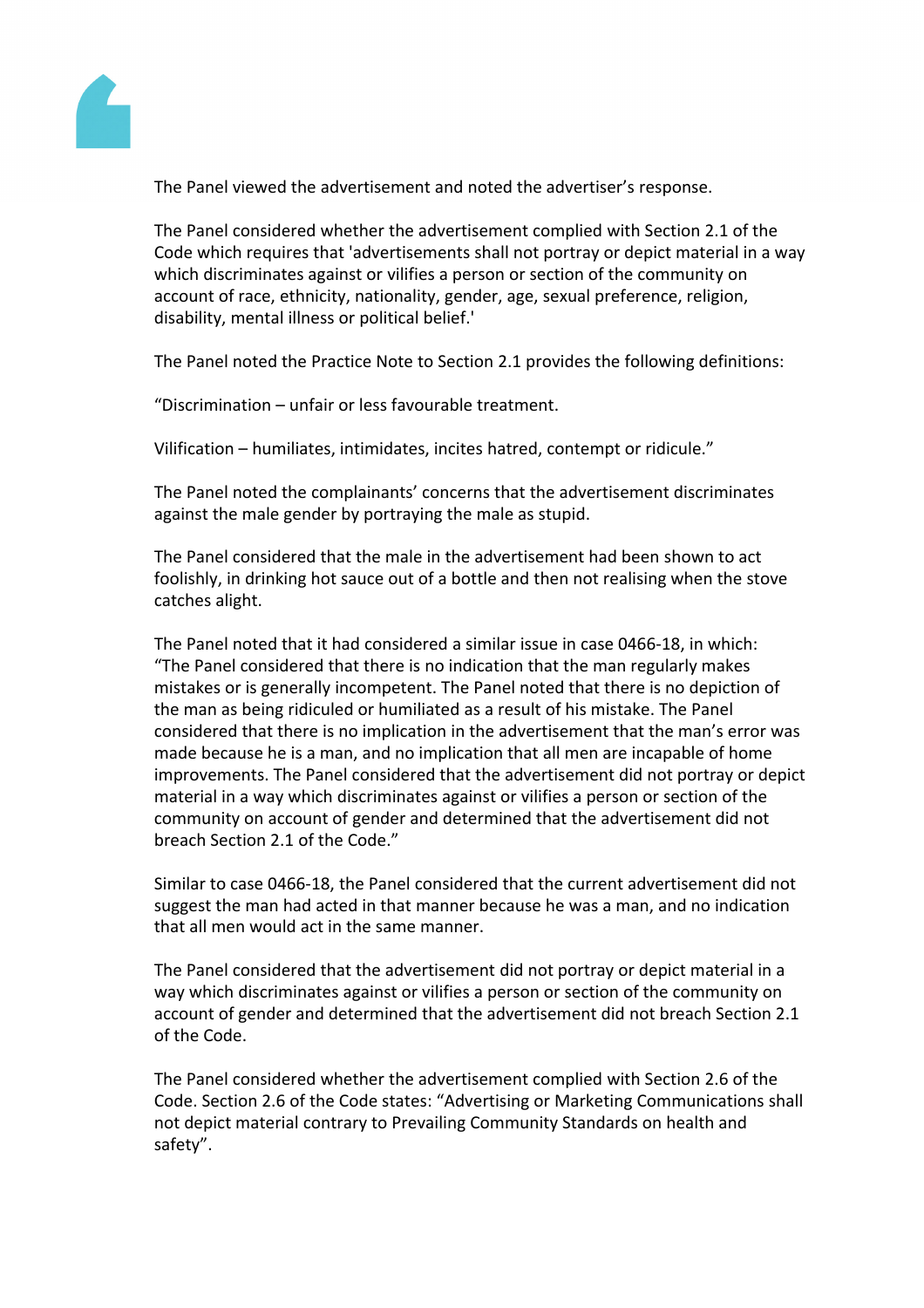The Panel viewed the advertisement and noted the advertiser's response.

The Panel considered whether the advertisement complied with Section 2.1 of the Code which requires that 'advertisements shall not portray or depict material in a way which discriminates against or vilifies a person or section of the community on account of race, ethnicity, nationality, gender, age, sexual preference, religion, disability, mental illness or political belief.'

The Panel noted the Practice Note to Section 2.1 provides the following definitions:

"Discrimination – unfair or less favourable treatment.

Vilification – humiliates, intimidates, incites hatred, contempt or ridicule."

The Panel noted the complainants' concerns that the advertisement discriminates against the male gender by portraying the male as stupid.

The Panel considered that the male in the advertisement had been shown to act foolishly, in drinking hot sauce out of a bottle and then not realising when the stove catches alight.

The Panel noted that it had considered a similar issue in case 0466-18, in which: "The Panel considered that there is no indication that the man regularly makes mistakes or is generally incompetent. The Panel noted that there is no depiction of the man as being ridiculed or humiliated as a result of his mistake. The Panel considered that there is no implication in the advertisement that the man's error was made because he is a man, and no implication that all men are incapable of home improvements. The Panel considered that the advertisement did not portray or depict material in a way which discriminates against or vilifies a person or section of the community on account of gender and determined that the advertisement did not breach Section 2.1 of the Code."

Similar to case 0466-18, the Panel considered that the current advertisement did not suggest the man had acted in that manner because he was a man, and no indication that all men would act in the same manner.

The Panel considered that the advertisement did not portray or depict material in a way which discriminates against or vilifies a person or section of the community on account of gender and determined that the advertisement did not breach Section 2.1 of the Code.

The Panel considered whether the advertisement complied with Section 2.6 of the Code. Section 2.6 of the Code states: "Advertising or Marketing Communications shall not depict material contrary to Prevailing Community Standards on health and safety".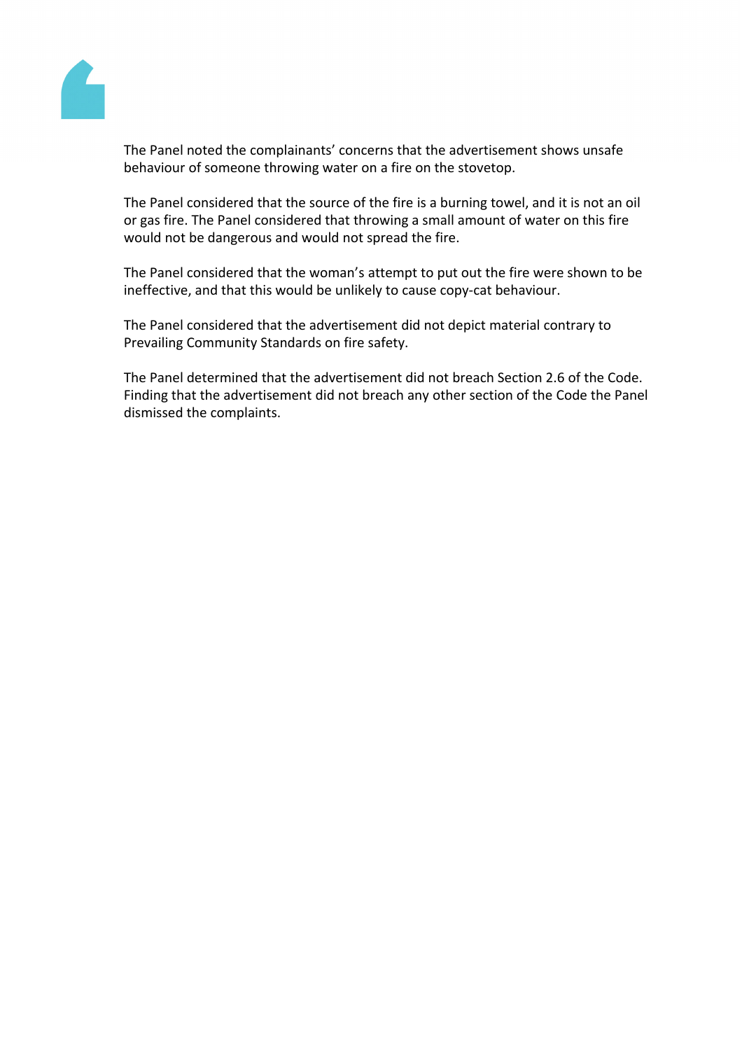The Panel noted the complainants' concerns that the advertisement shows unsafe behaviour of someone throwing water on a fire on the stovetop.

The Panel considered that the source of the fire is a burning towel, and it is not an oil or gas fire. The Panel considered that throwing a small amount of water on this fire would not be dangerous and would not spread the fire.

The Panel considered that the woman's attempt to put out the fire were shown to be ineffective, and that this would be unlikely to cause copy-cat behaviour.

The Panel considered that the advertisement did not depict material contrary to Prevailing Community Standards on fire safety.

The Panel determined that the advertisement did not breach Section 2.6 of the Code. Finding that the advertisement did not breach any other section of the Code the Panel dismissed the complaints.